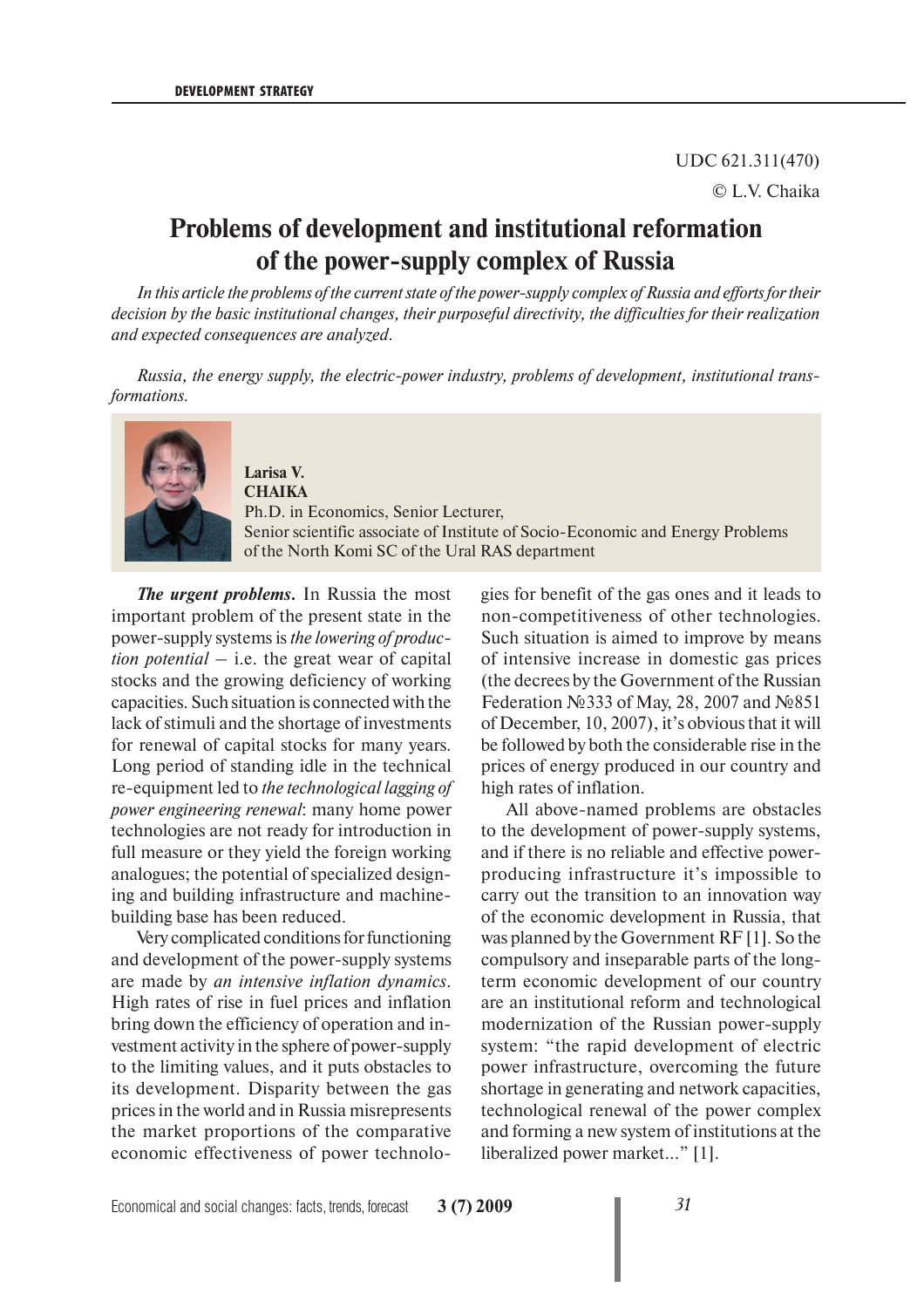UDC 621.311(470)

© L.V. Chaika

# Problems of development and institutional reformation of the power-supply complex of Russia

*In this article the problems of the current state of the power-supply complex of Russia and efforts for their decision by the basic institutional changes, their purposeful directivity, the difficulties for their realization and expected consequences are analyzed.*

*Russia, the energy supply, the electric-power industry, problems of development, institutional transformations.*

**Larisa V. CHAIKA**
Ph.D. in Economics, Senior Lecturer,
Senior scientific associate of Institute of Socio-Economic and Energy Problems of the North Komi SC of the Ural RAS department

***The urgent problems.*** In Russia the most important problem of the present state in the power-supply systems is *the lowering of production potential* – i.e. the great wear of capital stocks and the growing deficiency of working capacities. Such situation is connected with the lack of stimuli and the shortage of investments for renewal of capital stocks for many years. Long period of standing idle in the technical re-equipment led to *the technological lagging of power engineering renewal*: many home power technologies are not ready for introduction in full measure or they yield the foreign working analogues; the potential of specialized designing and building infrastructure and machine-building base has been reduced.

Very complicated conditions for functioning and development of the power-supply systems are made by *an intensive inflation dynamics*. High rates of rise in fuel prices and inflation bring down the efficiency of operation and investment activity in the sphere of power-supply to the limiting values, and it puts obstacles to its development. Disparity between the gas prices in the world and in Russia misrepresents the market proportions of the comparative economic effectiveness of power technologies for benefit of the gas ones and it leads to non-competitiveness of other technologies. Such situation is aimed to improve by means of intensive increase in domestic gas prices (the decrees by the Government of the Russian Federation №333 of May, 28, 2007 and №851 of December, 10, 2007), it's obvious that it will be followed by both the considerable rise in the prices of energy produced in our country and high rates of inflation.

All above-named problems are obstacles to the development of power-supply systems, and if there is no reliable and effective power-producing infrastructure it's impossible to carry out the transition to an innovation way of the economic development in Russia, that was planned by the Government RF [1]. So the compulsory and inseparable parts of the long-term economic development of our country are an institutional reform and technological modernization of the Russian power-supply system: "the rapid development of electric power infrastructure, overcoming the future shortage in generating and network capacities, technological renewal of the power complex and forming a new system of institutions at the liberalized power market..." [1].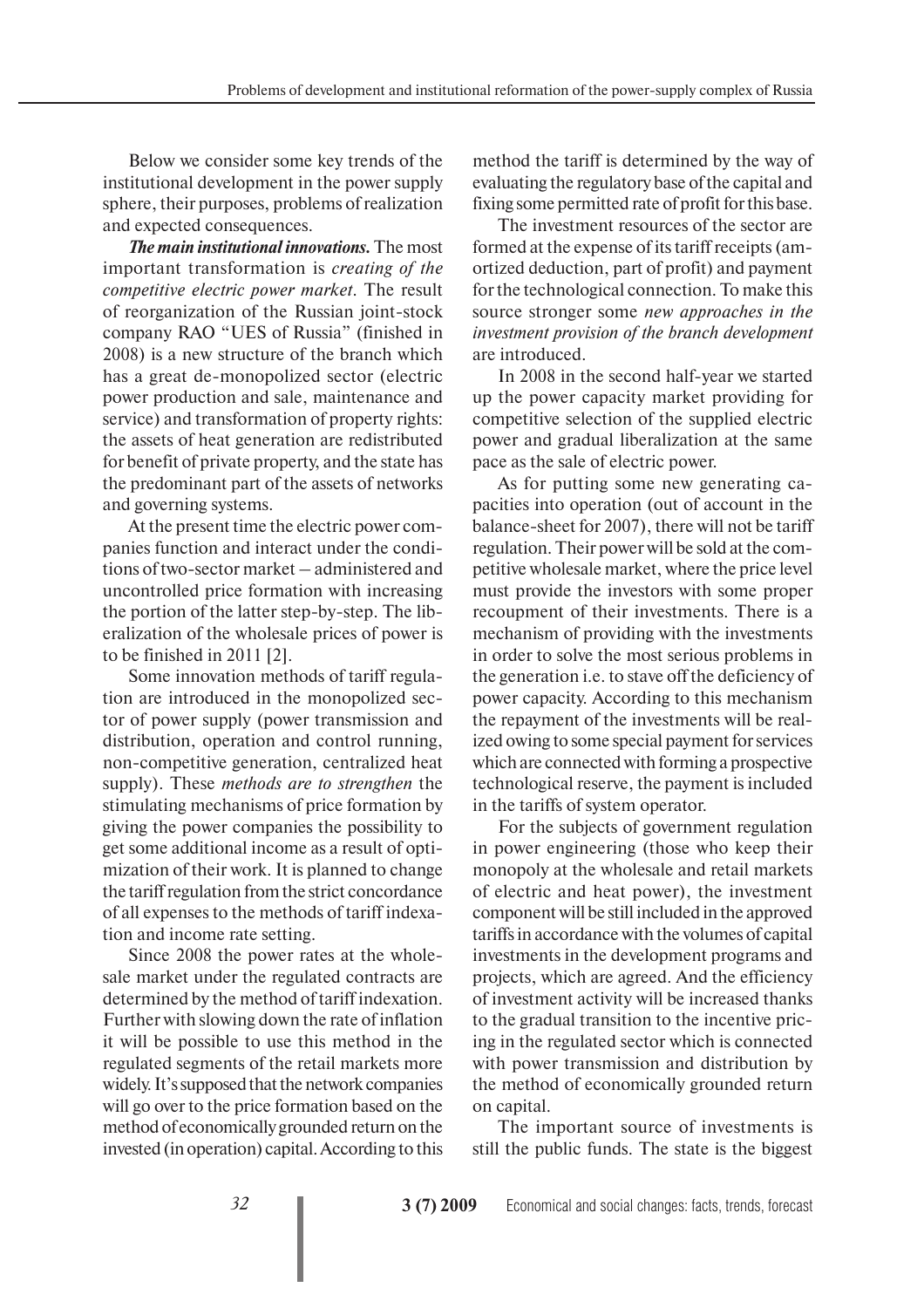Below we consider some key trends of the institutional development in the power supply sphere, their purposes, problems of realization and expected consequences.

***The main institutional innovations.*** The most important transformation is *creating of the competitive electric power market*. The result of reorganization of the Russian joint-stock company RAO "UES of Russia" (finished in 2008) is a new structure of the branch which has a great de-monopolized sector (electric power production and sale, maintenance and service) and transformation of property rights: the assets of heat generation are redistributed for benefit of private property, and the state has the predominant part of the assets of networks and governing systems.

At the present time the electric power companies function and interact under the conditions of two-sector market – administered and uncontrolled price formation with increasing the portion of the latter step-by-step. The liberalization of the wholesale prices of power is to be finished in 2011 [2].

Some innovation methods of tariff regulation are introduced in the monopolized sector of power supply (power transmission and distribution, operation and control running, non-competitive generation, centralized heat supply). These *methods are to strengthen* the stimulating mechanisms of price formation by giving the power companies the possibility to get some additional income as a result of optimization of their work. It is planned to change the tariff regulation from the strict concordance of all expenses to the methods of tariff indexation and income rate setting.

Since 2008 the power rates at the wholesale market under the regulated contracts are determined by the method of tariff indexation. Further with slowing down the rate of inflation it will be possible to use this method in the regulated segments of the retail markets more widely. It's supposed that the network companies will go over to the price formation based on the method of economically grounded return on the invested (in operation) capital. According to this method the tariff is determined by the way of evaluating the regulatory base of the capital and fixing some permitted rate of profit for this base.

The investment resources of the sector are formed at the expense of its tariff receipts (amortized deduction, part of profit) and payment for the technological connection. To make this source stronger some *new approaches in the investment provision of the branch development* are introduced.

In 2008 in the second half-year we started up the power capacity market providing for competitive selection of the supplied electric power and gradual liberalization at the same pace as the sale of electric power.

As for putting some new generating capacities into operation (out of account in the balance-sheet for 2007), there will not be tariff regulation. Their power will be sold at the competitive wholesale market, where the price level must provide the investors with some proper recoupment of their investments. There is a mechanism of providing with the investments in order to solve the most serious problems in the generation i.e. to stave off the deficiency of power capacity. According to this mechanism the repayment of the investments will be realized owing to some special payment for services which are connected with forming a prospective technological reserve, the payment is included in the tariffs of system operator.

For the subjects of government regulation in power engineering (those who keep their monopoly at the wholesale and retail markets of electric and heat power), the investment component will be still included in the approved tariffs in accordance with the volumes of capital investments in the development programs and projects, which are agreed. And the efficiency of investment activity will be increased thanks to the gradual transition to the incentive pricing in the regulated sector which is connected with power transmission and distribution by the method of economically grounded return on capital.

The important source of investments is still the public funds. The state is the biggest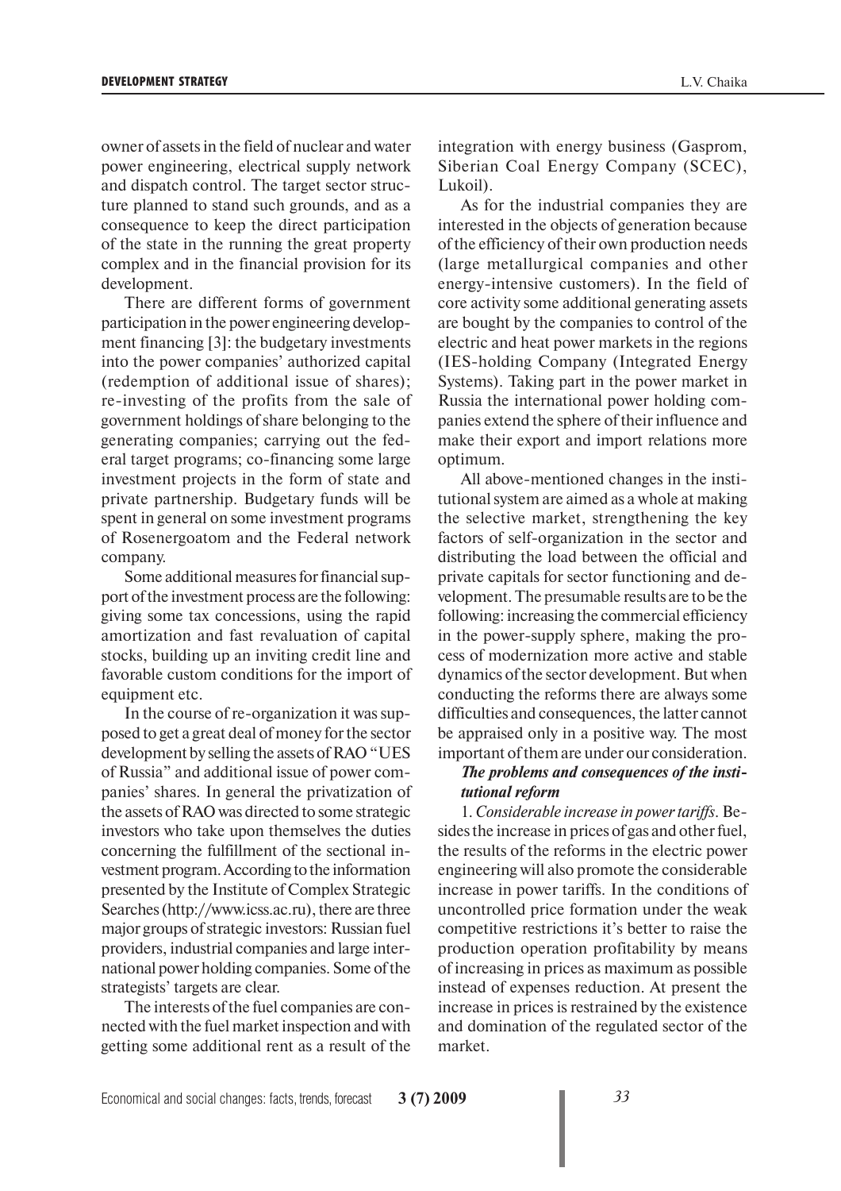owner of assets in the field of nuclear and water power engineering, electrical supply network and dispatch control. The target sector structure planned to stand such grounds, and as a consequence to keep the direct participation of the state in the running the great property complex and in the financial provision for its development.

There are different forms of government participation in the power engineering development financing [3]: the budgetary investments into the power companies' authorized capital (redemption of additional issue of shares); re-investing of the profits from the sale of government holdings of share belonging to the generating companies; carrying out the federal target programs; co-financing some large investment projects in the form of state and private partnership. Budgetary funds will be spent in general on some investment programs of Rosenergoatom and the Federal network company.

Some additional measures for financial support of the investment process are the following: giving some tax concessions, using the rapid amortization and fast revaluation of capital stocks, building up an inviting credit line and favorable custom conditions for the import of equipment etc.

In the course of re-organization it was supposed to get a great deal of money for the sector development by selling the assets of RAO "UES of Russia" and additional issue of power companies' shares. In general the privatization of the assets of RAO was directed to some strategic investors who take upon themselves the duties concerning the fulfillment of the sectional investment program. According to the information presented by the Institute of Complex Strategic Searches (http://www.icss.ac.ru), there are three major groups of strategic investors: Russian fuel providers, industrial companies and large international power holding companies. Some of the strategists' targets are clear.

The interests of the fuel companies are connected with the fuel market inspection and with getting some additional rent as a result of the integration with energy business (Gasprom, Siberian Coal Energy Company (SCEC), Lukoil).

As for the industrial companies they are interested in the objects of generation because of the efficiency of their own production needs (large metallurgical companies and other energy-intensive customers). In the field of core activity some additional generating assets are bought by the companies to control of the electric and heat power markets in the regions (IES-holding Company (Integrated Energy Systems). Taking part in the power market in Russia the international power holding companies extend the sphere of their influence and make their export and import relations more optimum.

All above-mentioned changes in the institutional system are aimed as a whole at making the selective market, strengthening the key factors of self-organization in the sector and distributing the load between the official and private capitals for sector functioning and development. The presumable results are to be the following: increasing the commercial efficiency in the power-supply sphere, making the process of modernization more active and stable dynamics of the sector development. But when conducting the reforms there are always some difficulties and consequences, the latter cannot be appraised only in a positive way. The most important of them are under our consideration.

***The problems and consequences of the institutional reform***

1. *Considerable increase in power tariffs*. Besides the increase in prices of gas and other fuel, the results of the reforms in the electric power engineering will also promote the considerable increase in power tariffs. In the conditions of uncontrolled price formation under the weak competitive restrictions it's better to raise the production operation profitability by means of increasing in prices as maximum as possible instead of expenses reduction. At present the increase in prices is restrained by the existence and domination of the regulated sector of the market.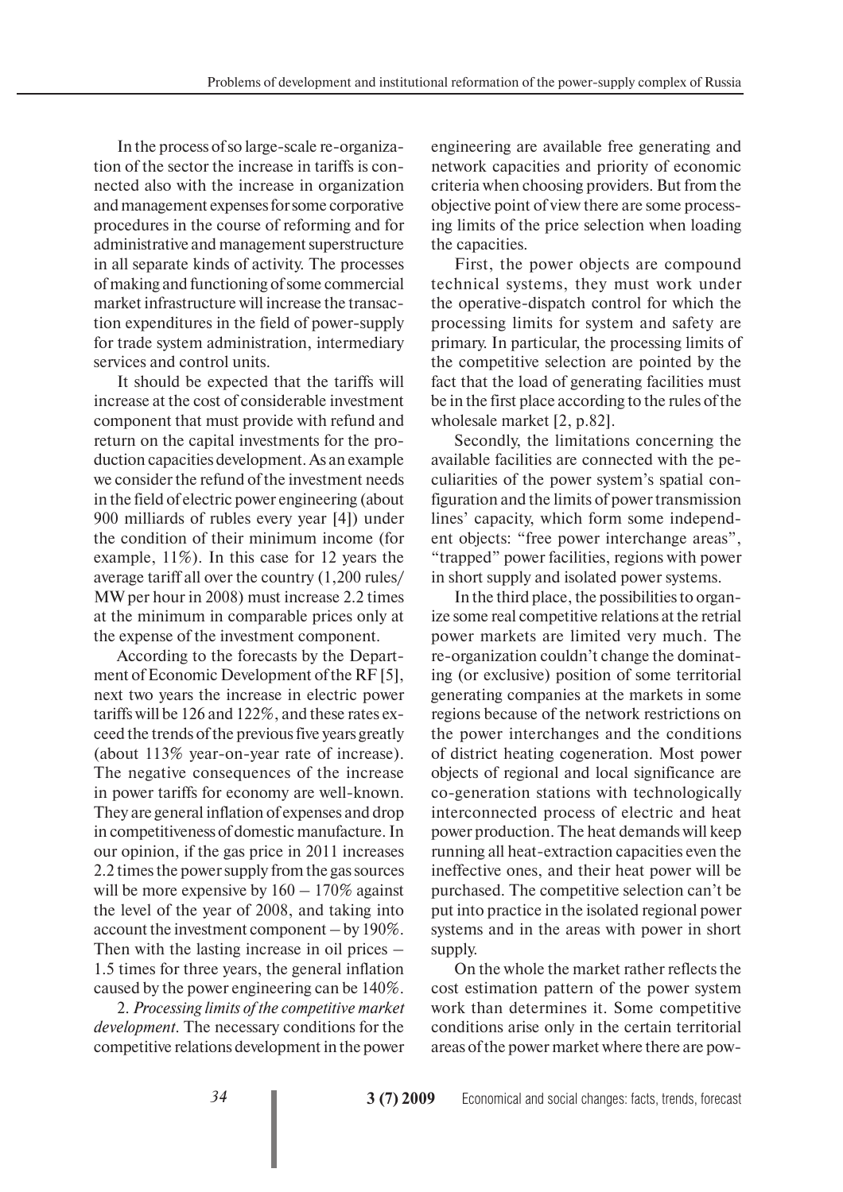In the process of so large-scale re-organization of the sector the increase in tariffs is connected also with the increase in organization and management expenses for some corporative procedures in the course of reforming and for administrative and management superstructure in all separate kinds of activity. The processes of making and functioning of some commercial market infrastructure will increase the transaction expenditures in the field of power-supply for trade system administration, intermediary services and control units.

It should be expected that the tariffs will increase at the cost of considerable investment component that must provide with refund and return on the capital investments for the production capacities development. As an example we consider the refund of the investment needs in the field of electric power engineering (about 900 milliards of rubles every year [4]) under the condition of their minimum income (for example, 11%). In this case for 12 years the average tariff all over the country (1,200 rules/MW per hour in 2008) must increase 2.2 times at the minimum in comparable prices only at the expense of the investment component.

According to the forecasts by the Department of Economic Development of the RF [5], next two years the increase in electric power tariffs will be 126 and 122%, and these rates exceed the trends of the previous five years greatly (about 113% year-on-year rate of increase). The negative consequences of the increase in power tariffs for economy are well-known. They are general inflation of expenses and drop in competitiveness of domestic manufacture. In our opinion, if the gas price in 2011 increases 2.2 times the power supply from the gas sources will be more expensive by 160 – 170% against the level of the year of 2008, and taking into account the investment component – by 190%. Then with the lasting increase in oil prices – 1.5 times for three years, the general inflation caused by the power engineering can be 140%.

2. *Processing limits of the competitive market development*. The necessary conditions for the competitive relations development in the power engineering are available free generating and network capacities and priority of economic criteria when choosing providers. But from the objective point of view there are some processing limits of the price selection when loading the capacities.

First, the power objects are compound technical systems, they must work under the operative-dispatch control for which the processing limits for system and safety are primary. In particular, the processing limits of the competitive selection are pointed by the fact that the load of generating facilities must be in the first place according to the rules of the wholesale market [2, p.82].

Secondly, the limitations concerning the available facilities are connected with the peculiarities of the power system's spatial configuration and the limits of power transmission lines' capacity, which form some independent objects: "free power interchange areas", "trapped" power facilities, regions with power in short supply and isolated power systems.

In the third place, the possibilities to organize some real competitive relations at the retrial power markets are limited very much. The re-organization couldn't change the dominating (or exclusive) position of some territorial generating companies at the markets in some regions because of the network restrictions on the power interchanges and the conditions of district heating cogeneration. Most power objects of regional and local significance are co-generation stations with technologically interconnected process of electric and heat power production. The heat demands will keep running all heat-extraction capacities even the ineffective ones, and their heat power will be purchased. The competitive selection can't be put into practice in the isolated regional power systems and in the areas with power in short supply.

On the whole the market rather reflects the cost estimation pattern of the power system work than determines it. Some competitive conditions arise only in the certain territorial areas of the power market where there are pow-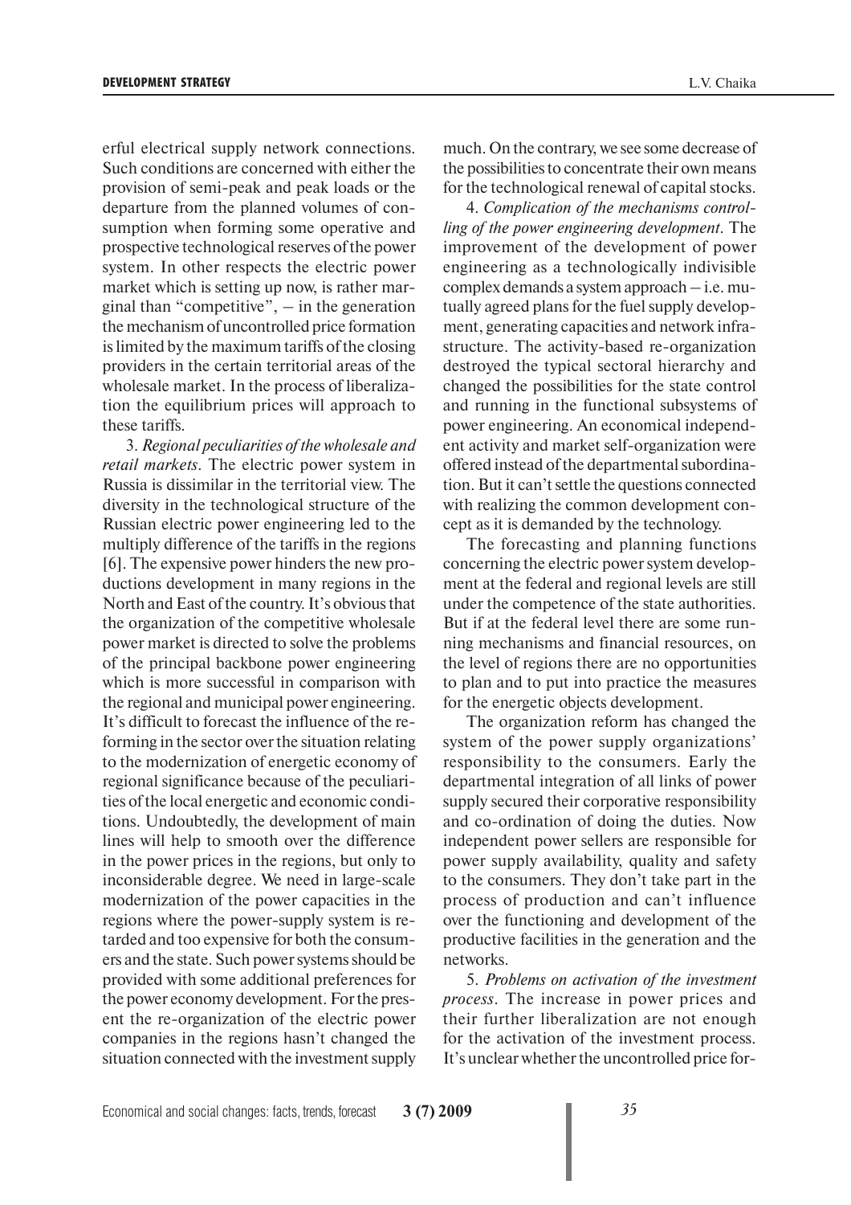erful electrical supply network connections. Such conditions are concerned with either the provision of semi-peak and peak loads or the departure from the planned volumes of consumption when forming some operative and prospective technological reserves of the power system. In other respects the electric power market which is setting up now, is rather marginal than "competitive", – in the generation the mechanism of uncontrolled price formation is limited by the maximum tariffs of the closing providers in the certain territorial areas of the wholesale market. In the process of liberalization the equilibrium prices will approach to these tariffs.

3. *Regional peculiarities of the wholesale and retail markets*. The electric power system in Russia is dissimilar in the territorial view. The diversity in the technological structure of the Russian electric power engineering led to the multiply difference of the tariffs in the regions [6]. The expensive power hinders the new productions development in many regions in the North and East of the country. It's obvious that the organization of the competitive wholesale power market is directed to solve the problems of the principal backbone power engineering which is more successful in comparison with the regional and municipal power engineering. It's difficult to forecast the influence of the reforming in the sector over the situation relating to the modernization of energetic economy of regional significance because of the peculiarities of the local energetic and economic conditions. Undoubtedly, the development of main lines will help to smooth over the difference in the power prices in the regions, but only to inconsiderable degree. We need in large-scale modernization of the power capacities in the regions where the power-supply system is retarded and too expensive for both the consumers and the state. Such power systems should be provided with some additional preferences for the power economy development. For the present the re-organization of the electric power companies in the regions hasn't changed the situation connected with the investment supply much. On the contrary, we see some decrease of the possibilities to concentrate their own means for the technological renewal of capital stocks.

4. *Complication of the mechanisms controlling of the power engineering development*. The improvement of the development of power engineering as a technologically indivisible complex demands a system approach – i.e. mutually agreed plans for the fuel supply development, generating capacities and network infrastructure. The activity-based re-organization destroyed the typical sectoral hierarchy and changed the possibilities for the state control and running in the functional subsystems of power engineering. An economical independent activity and market self-organization were offered instead of the departmental subordination. But it can't settle the questions connected with realizing the common development concept as it is demanded by the technology.

The forecasting and planning functions concerning the electric power system development at the federal and regional levels are still under the competence of the state authorities. But if at the federal level there are some running mechanisms and financial resources, on the level of regions there are no opportunities to plan and to put into practice the measures for the energetic objects development.

The organization reform has changed the system of the power supply organizations' responsibility to the consumers. Early the departmental integration of all links of power supply secured their corporative responsibility and co-ordination of doing the duties. Now independent power sellers are responsible for power supply availability, quality and safety to the consumers. They don't take part in the process of production and can't influence over the functioning and development of the productive facilities in the generation and the networks.

5. *Problems on activation of the investment process*. The increase in power prices and their further liberalization are not enough for the activation of the investment process. It's unclear whether the uncontrolled price for-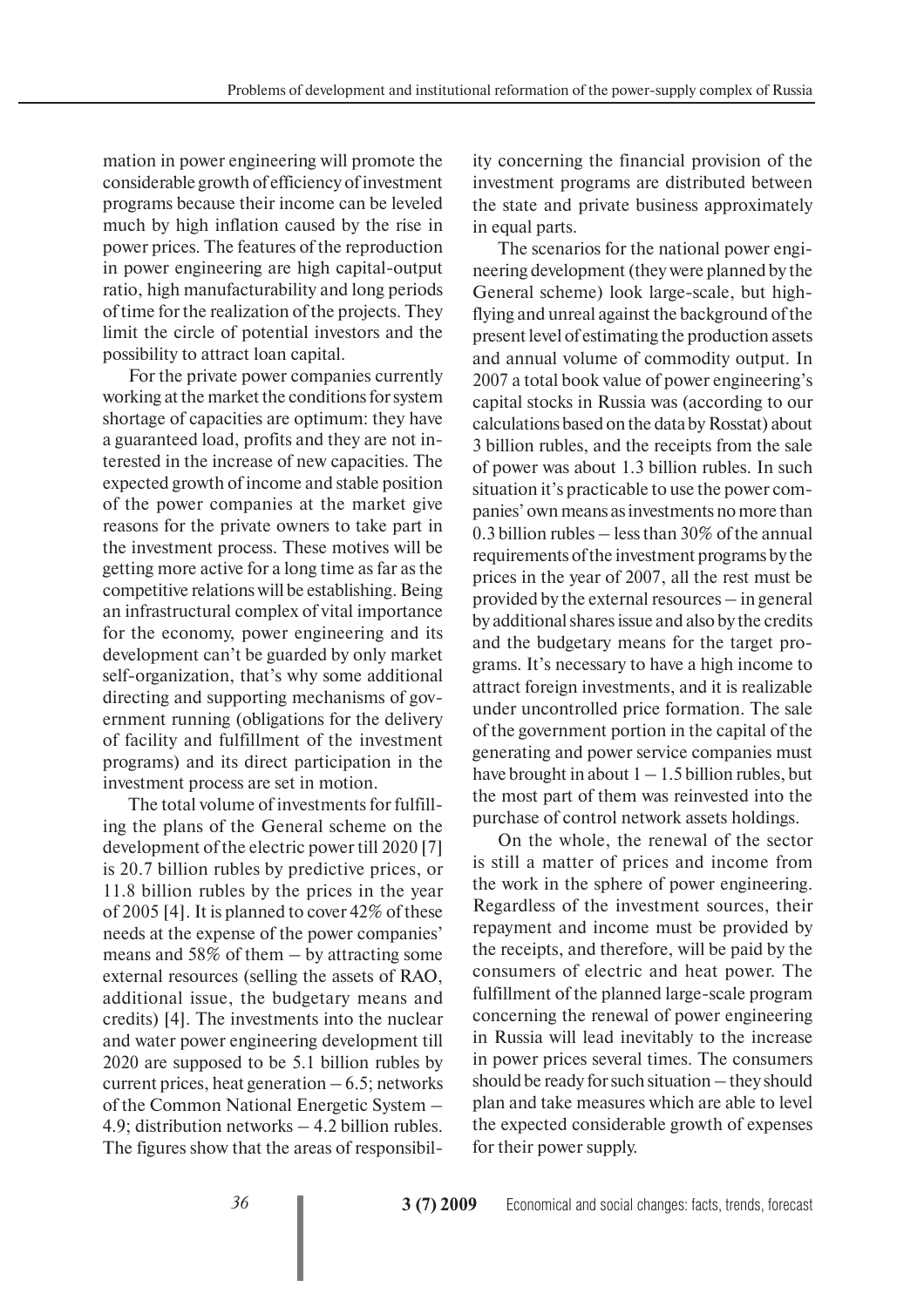mation in power engineering will promote the considerable growth of efficiency of investment programs because their income can be leveled much by high inflation caused by the rise in power prices. The features of the reproduction in power engineering are high capital-output ratio, high manufacturability and long periods of time for the realization of the projects. They limit the circle of potential investors and the possibility to attract loan capital.

For the private power companies currently working at the market the conditions for system shortage of capacities are optimum: they have a guaranteed load, profits and they are not interested in the increase of new capacities. The expected growth of income and stable position of the power companies at the market give reasons for the private owners to take part in the investment process. These motives will be getting more active for a long time as far as the competitive relations will be establishing. Being an infrastructural complex of vital importance for the economy, power engineering and its development can't be guarded by only market self-organization, that's why some additional directing and supporting mechanisms of government running (obligations for the delivery of facility and fulfillment of the investment programs) and its direct participation in the investment process are set in motion.

The total volume of investments for fulfilling the plans of the General scheme on the development of the electric power till 2020 [7] is 20.7 billion rubles by predictive prices, or 11.8 billion rubles by the prices in the year of 2005 [4]. It is planned to cover 42% of these needs at the expense of the power companies' means and 58% of them – by attracting some external resources (selling the assets of RAO, additional issue, the budgetary means and credits) [4]. The investments into the nuclear and water power engineering development till 2020 are supposed to be 5.1 billion rubles by current prices, heat generation – 6.5; networks of the Common National Energetic System – 4.9; distribution networks – 4.2 billion rubles. The figures show that the areas of responsibility concerning the financial provision of the investment programs are distributed between the state and private business approximately in equal parts.

The scenarios for the national power engineering development (they were planned by the General scheme) look large-scale, but high-flying and unreal against the background of the present level of estimating the production assets and annual volume of commodity output. In 2007 a total book value of power engineering's capital stocks in Russia was (according to our calculations based on the data by Rosstat) about 3 billion rubles, and the receipts from the sale of power was about 1.3 billion rubles. In such situation it's practicable to use the power companies' own means as investments no more than 0.3 billion rubles – less than 30% of the annual requirements of the investment programs by the prices in the year of 2007, all the rest must be provided by the external resources – in general by additional shares issue and also by the credits and the budgetary means for the target programs. It's necessary to have a high income to attract foreign investments, and it is realizable under uncontrolled price formation. The sale of the government portion in the capital of the generating and power service companies must have brought in about 1 – 1.5 billion rubles, but the most part of them was reinvested into the purchase of control network assets holdings.

On the whole, the renewal of the sector is still a matter of prices and income from the work in the sphere of power engineering. Regardless of the investment sources, their repayment and income must be provided by the receipts, and therefore, will be paid by the consumers of electric and heat power. The fulfillment of the planned large-scale program concerning the renewal of power engineering in Russia will lead inevitably to the increase in power prices several times. The consumers should be ready for such situation – they should plan and take measures which are able to level the expected considerable growth of expenses for their power supply.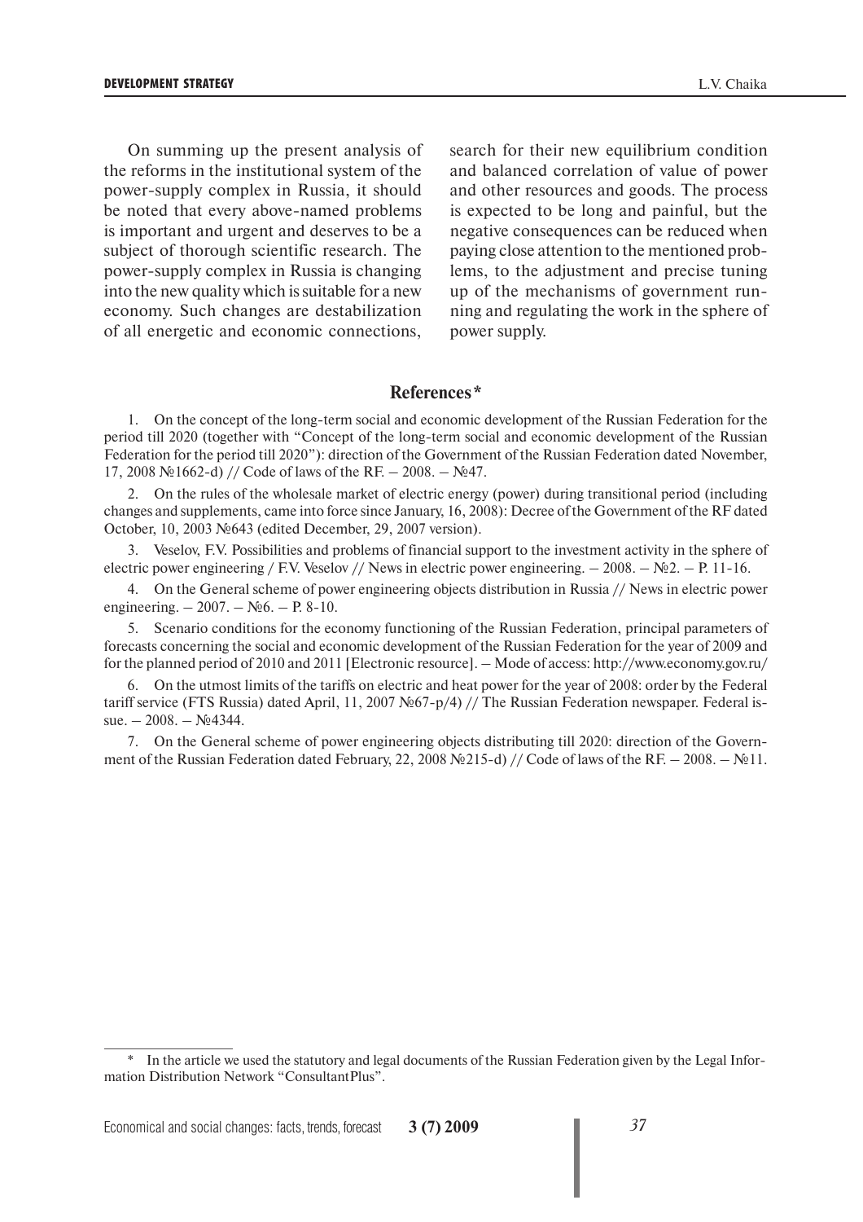On summing up the present analysis of the reforms in the institutional system of the power-supply complex in Russia, it should be noted that every above-named problems is important and urgent and deserves to be a subject of thorough scientific research. The power-supply complex in Russia is changing into the new quality which is suitable for a new economy. Such changes are destabilization of all energetic and economic connections, search for their new equilibrium condition and balanced correlation of value of power and other resources and goods. The process is expected to be long and painful, but the negative consequences can be reduced when paying close attention to the mentioned problems, to the adjustment and precise tuning up of the mechanisms of government running and regulating the work in the sphere of power supply.

## References*

1. On the concept of the long-term social and economic development of the Russian Federation for the period till 2020 (together with "Concept of the long-term social and economic development of the Russian Federation for the period till 2020"): direction of the Government of the Russian Federation dated November, 17, 2008 №1662-d) // Code of laws of the RF. – 2008. – №47.

2. On the rules of the wholesale market of electric energy (power) during transitional period (including changes and supplements, came into force since January, 16, 2008): Decree of the Government of the RF dated October, 10, 2003 №643 (edited December, 29, 2007 version).

3. Veselov, F.V. Possibilities and problems of financial support to the investment activity in the sphere of electric power engineering / F.V. Veselov // News in electric power engineering. – 2008. – №2. – P. 11-16.

4. On the General scheme of power engineering objects distribution in Russia // News in electric power engineering. – 2007. – №6. – P. 8-10.

5. Scenario conditions for the economy functioning of the Russian Federation, principal parameters of forecasts concerning the social and economic development of the Russian Federation for the year of 2009 and for the planned period of 2010 and 2011 [Electronic resource]. – Mode of access: http://www.economy.gov.ru/

6. On the utmost limits of the tariffs on electric and heat power for the year of 2008: order by the Federal tariff service (FTS Russia) dated April, 11, 2007 №67-p/4) // The Russian Federation newspaper. Federal issue. – 2008. – №4344.

7. On the General scheme of power engineering objects distributing till 2020: direction of the Government of the Russian Federation dated February, 22, 2008 №215-d) // Code of laws of the RF. – 2008. – №11.

* In the article we used the statutory and legal documents of the Russian Federation given by the Legal Information Distribution Network "ConsultantPlus".